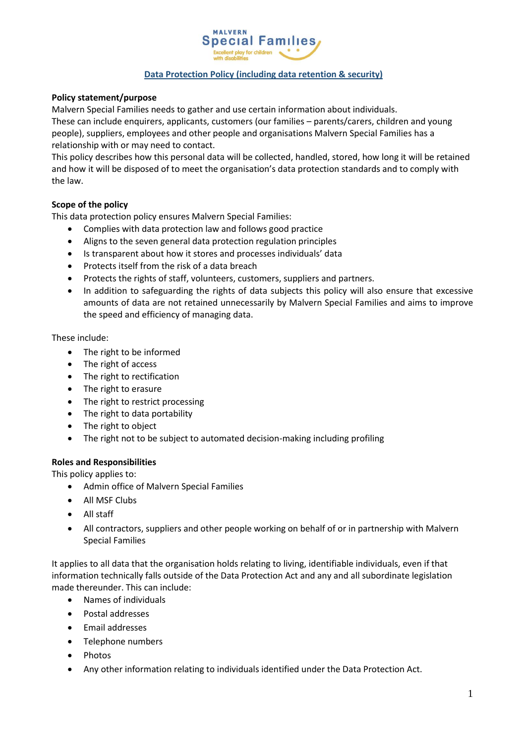# Data Protection Policy (including data retention & security)

**Policy statement/purpose**

Malvern Special Families needs to gather and use certain information about individuals.
These can include enquirers, applicants, customers (our families – parents/carers, children and young people), suppliers, employees and other people and organisations Malvern Special Families has a relationship with or may need to contact.
This policy describes how this personal data will be collected, handled, stored, how long it will be retained and how it will be disposed of to meet the organisation's data protection standards and to comply with the law.

**Scope of the policy**

This data protection policy ensures Malvern Special Families:

- Complies with data protection law and follows good practice
- Aligns to the seven general data protection regulation principles
- Is transparent about how it stores and processes individuals' data
- Protects itself from the risk of a data breach
- Protects the rights of staff, volunteers, customers, suppliers and partners.
- In addition to safeguarding the rights of data subjects this policy will also ensure that excessive amounts of data are not retained unnecessarily by Malvern Special Families and aims to improve the speed and efficiency of managing data.

These include:

- The right to be informed
- The right of access
- The right to rectification
- The right to erasure
- The right to restrict processing
- The right to data portability
- The right to object
- The right not to be subject to automated decision-making including profiling

**Roles and Responsibilities**

This policy applies to:

- Admin office of Malvern Special Families
- All MSF Clubs
- All staff
- All contractors, suppliers and other people working on behalf of or in partnership with Malvern Special Families

It applies to all data that the organisation holds relating to living, identifiable individuals, even if that information technically falls outside of the Data Protection Act and any and all subordinate legislation made thereunder. This can include:

- Names of individuals
- Postal addresses
- Email addresses
- Telephone numbers
- Photos
- Any other information relating to individuals identified under the Data Protection Act.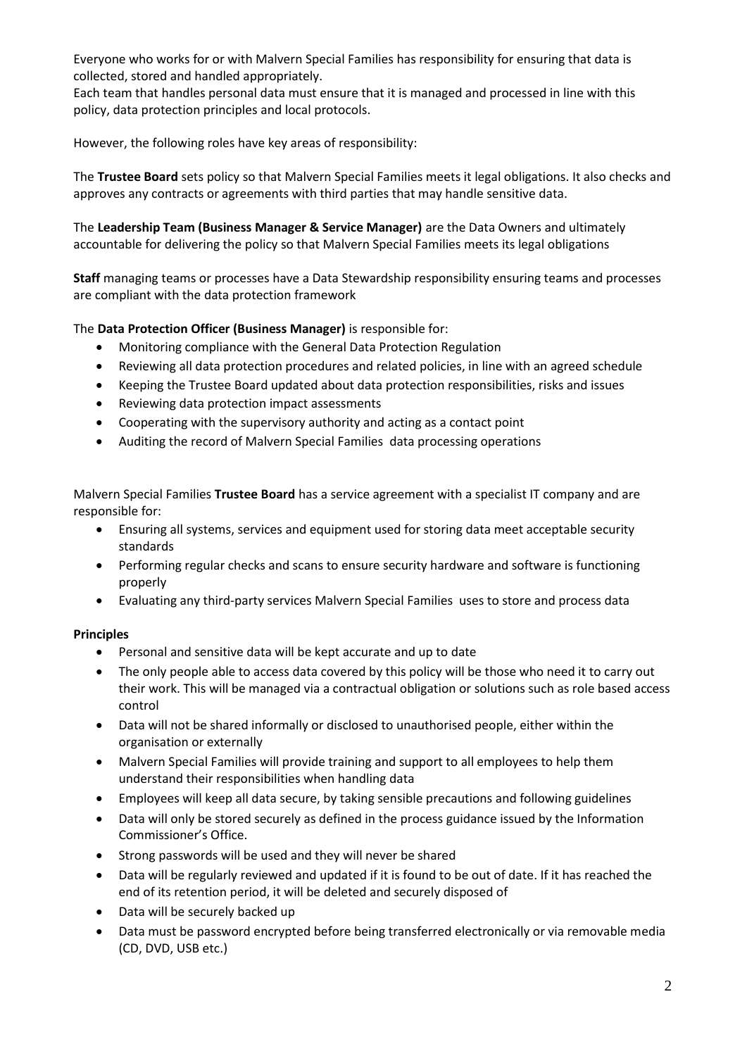Everyone who works for or with Malvern Special Families has responsibility for ensuring that data is collected, stored and handled appropriately.
Each team that handles personal data must ensure that it is managed and processed in line with this policy, data protection principles and local protocols.

However, the following roles have key areas of responsibility:

The **Trustee Board** sets policy so that Malvern Special Families meets it legal obligations. It also checks and approves any contracts or agreements with third parties that may handle sensitive data.

The **Leadership Team (Business Manager & Service Manager)** are the Data Owners and ultimately accountable for delivering the policy so that Malvern Special Families meets its legal obligations

**Staff** managing teams or processes have a Data Stewardship responsibility ensuring teams and processes are compliant with the data protection framework

The **Data Protection Officer (Business Manager)** is responsible for:

- Monitoring compliance with the General Data Protection Regulation
- Reviewing all data protection procedures and related policies, in line with an agreed schedule
- Keeping the Trustee Board updated about data protection responsibilities, risks and issues
- Reviewing data protection impact assessments
- Cooperating with the supervisory authority and acting as a contact point
- Auditing the record of Malvern Special Families data processing operations

Malvern Special Families **Trustee Board** has a service agreement with a specialist IT company and are responsible for:

- Ensuring all systems, services and equipment used for storing data meet acceptable security standards
- Performing regular checks and scans to ensure security hardware and software is functioning properly
- Evaluating any third-party services Malvern Special Families uses to store and process data

**Principles**

- Personal and sensitive data will be kept accurate and up to date
- The only people able to access data covered by this policy will be those who need it to carry out their work. This will be managed via a contractual obligation or solutions such as role based access control
- Data will not be shared informally or disclosed to unauthorised people, either within the organisation or externally
- Malvern Special Families will provide training and support to all employees to help them understand their responsibilities when handling data
- Employees will keep all data secure, by taking sensible precautions and following guidelines
- Data will only be stored securely as defined in the process guidance issued by the Information Commissioner's Office.
- Strong passwords will be used and they will never be shared
- Data will be regularly reviewed and updated if it is found to be out of date. If it has reached the end of its retention period, it will be deleted and securely disposed of
- Data will be securely backed up
- Data must be password encrypted before being transferred electronically or via removable media (CD, DVD, USB etc.)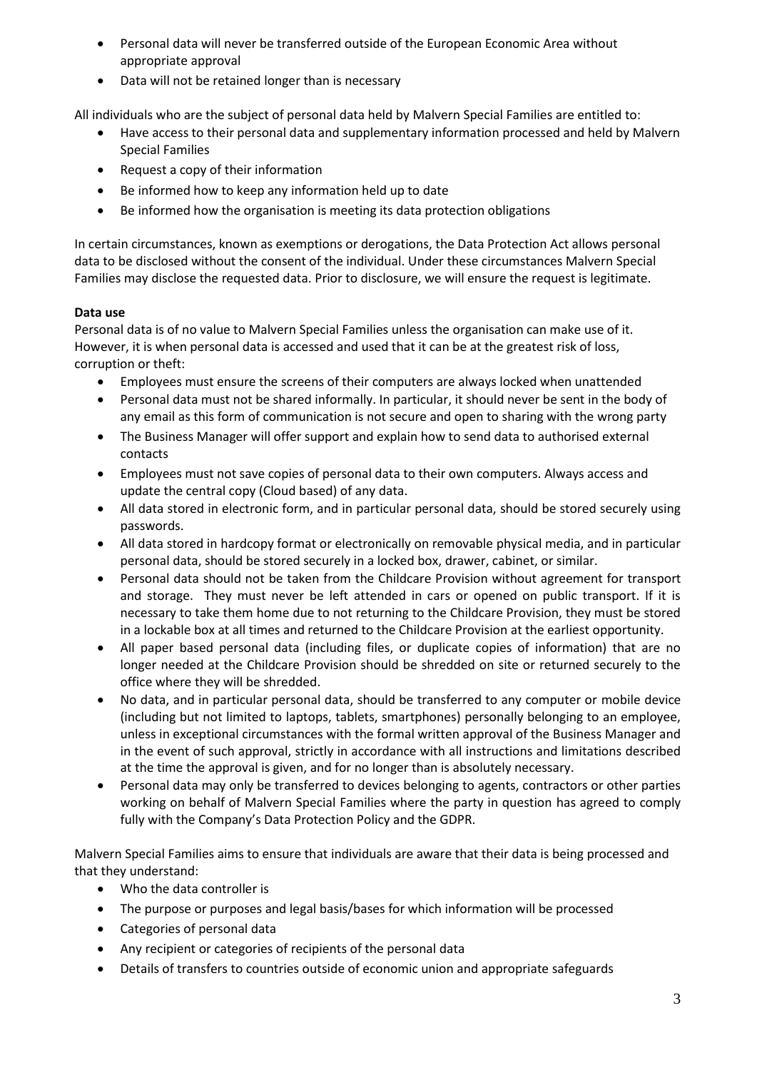- Personal data will never be transferred outside of the European Economic Area without appropriate approval
- Data will not be retained longer than is necessary

All individuals who are the subject of personal data held by Malvern Special Families are entitled to:

- Have access to their personal data and supplementary information processed and held by Malvern Special Families
- Request a copy of their information
- Be informed how to keep any information held up to date
- Be informed how the organisation is meeting its data protection obligations

In certain circumstances, known as exemptions or derogations, the Data Protection Act allows personal data to be disclosed without the consent of the individual. Under these circumstances Malvern Special Families may disclose the requested data. Prior to disclosure, we will ensure the request is legitimate.

**Data use**

Personal data is of no value to Malvern Special Families unless the organisation can make use of it. However, it is when personal data is accessed and used that it can be at the greatest risk of loss, corruption or theft:

- Employees must ensure the screens of their computers are always locked when unattended
- Personal data must not be shared informally. In particular, it should never be sent in the body of any email as this form of communication is not secure and open to sharing with the wrong party
- The Business Manager will offer support and explain how to send data to authorised external contacts
- Employees must not save copies of personal data to their own computers. Always access and update the central copy (Cloud based) of any data.
- All data stored in electronic form, and in particular personal data, should be stored securely using passwords.
- All data stored in hardcopy format or electronically on removable physical media, and in particular personal data, should be stored securely in a locked box, drawer, cabinet, or similar.
- Personal data should not be taken from the Childcare Provision without agreement for transport and storage. They must never be left attended in cars or opened on public transport. If it is necessary to take them home due to not returning to the Childcare Provision, they must be stored in a lockable box at all times and returned to the Childcare Provision at the earliest opportunity.
- All paper based personal data (including files, or duplicate copies of information) that are no longer needed at the Childcare Provision should be shredded on site or returned securely to the office where they will be shredded.
- No data, and in particular personal data, should be transferred to any computer or mobile device (including but not limited to laptops, tablets, smartphones) personally belonging to an employee, unless in exceptional circumstances with the formal written approval of the Business Manager and in the event of such approval, strictly in accordance with all instructions and limitations described at the time the approval is given, and for no longer than is absolutely necessary.
- Personal data may only be transferred to devices belonging to agents, contractors or other parties working on behalf of Malvern Special Families where the party in question has agreed to comply fully with the Company's Data Protection Policy and the GDPR.

Malvern Special Families aims to ensure that individuals are aware that their data is being processed and that they understand:

- Who the data controller is
- The purpose or purposes and legal basis/bases for which information will be processed
- Categories of personal data
- Any recipient or categories of recipients of the personal data
- Details of transfers to countries outside of economic union and appropriate safeguards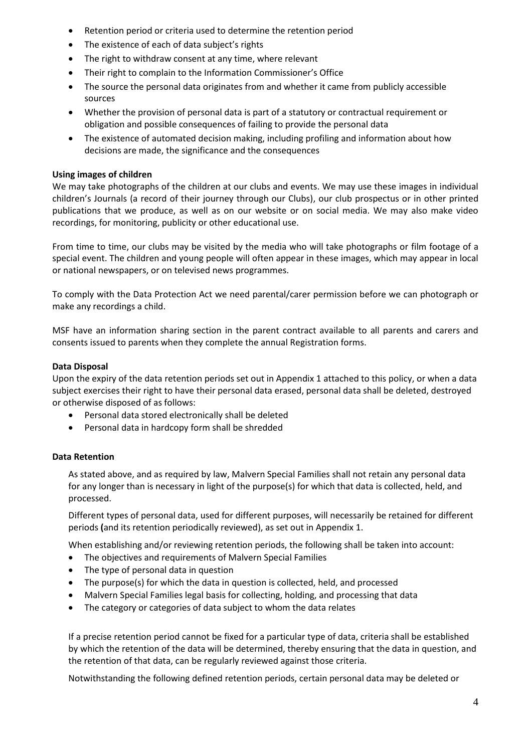- Retention period or criteria used to determine the retention period
- The existence of each of data subject's rights
- The right to withdraw consent at any time, where relevant
- Their right to complain to the Information Commissioner's Office
- The source the personal data originates from and whether it came from publicly accessible sources
- Whether the provision of personal data is part of a statutory or contractual requirement or obligation and possible consequences of failing to provide the personal data
- The existence of automated decision making, including profiling and information about how decisions are made, the significance and the consequences

**Using images of children**

We may take photographs of the children at our clubs and events. We may use these images in individual children's Journals (a record of their journey through our Clubs), our club prospectus or in other printed publications that we produce, as well as on our website or on social media. We may also make video recordings, for monitoring, publicity or other educational use.

From time to time, our clubs may be visited by the media who will take photographs or film footage of a special event. The children and young people will often appear in these images, which may appear in local or national newspapers, or on televised news programmes.

To comply with the Data Protection Act we need parental/carer permission before we can photograph or make any recordings a child.

MSF have an information sharing section in the parent contract available to all parents and carers and consents issued to parents when they complete the annual Registration forms.

**Data Disposal**

Upon the expiry of the data retention periods set out in Appendix 1 attached to this policy, or when a data subject exercises their right to have their personal data erased, personal data shall be deleted, destroyed or otherwise disposed of as follows:

- Personal data stored electronically shall be deleted
- Personal data in hardcopy form shall be shredded

**Data Retention**

As stated above, and as required by law, Malvern Special Families shall not retain any personal data for any longer than is necessary in light of the purpose(s) for which that data is collected, held, and processed.

Different types of personal data, used for different purposes, will necessarily be retained for different periods **(**and its retention periodically reviewed), as set out in Appendix 1.

When establishing and/or reviewing retention periods, the following shall be taken into account:

- The objectives and requirements of Malvern Special Families
- The type of personal data in question
- The purpose(s) for which the data in question is collected, held, and processed
- Malvern Special Families legal basis for collecting, holding, and processing that data
- The category or categories of data subject to whom the data relates

If a precise retention period cannot be fixed for a particular type of data, criteria shall be established by which the retention of the data will be determined, thereby ensuring that the data in question, and the retention of that data, can be regularly reviewed against those criteria.

Notwithstanding the following defined retention periods, certain personal data may be deleted or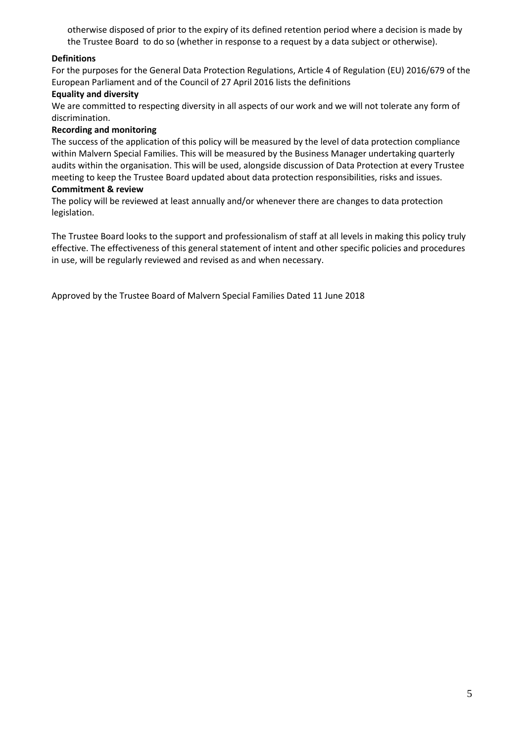otherwise disposed of prior to the expiry of its defined retention period where a decision is made by the Trustee Board to do so (whether in response to a request by a data subject or otherwise).

**Definitions**

For the purposes for the General Data Protection Regulations, Article 4 of Regulation (EU) 2016/679 of the European Parliament and of the Council of 27 April 2016 lists the definitions

**Equality and diversity**

We are committed to respecting diversity in all aspects of our work and we will not tolerate any form of discrimination.

**Recording and monitoring**

The success of the application of this policy will be measured by the level of data protection compliance within Malvern Special Families. This will be measured by the Business Manager undertaking quarterly audits within the organisation. This will be used, alongside discussion of Data Protection at every Trustee meeting to keep the Trustee Board updated about data protection responsibilities, risks and issues.

**Commitment & review**

The policy will be reviewed at least annually and/or whenever there are changes to data protection legislation.

The Trustee Board looks to the support and professionalism of staff at all levels in making this policy truly effective. The effectiveness of this general statement of intent and other specific policies and procedures in use, will be regularly reviewed and revised as and when necessary.

Approved by the Trustee Board of Malvern Special Families Dated 11 June 2018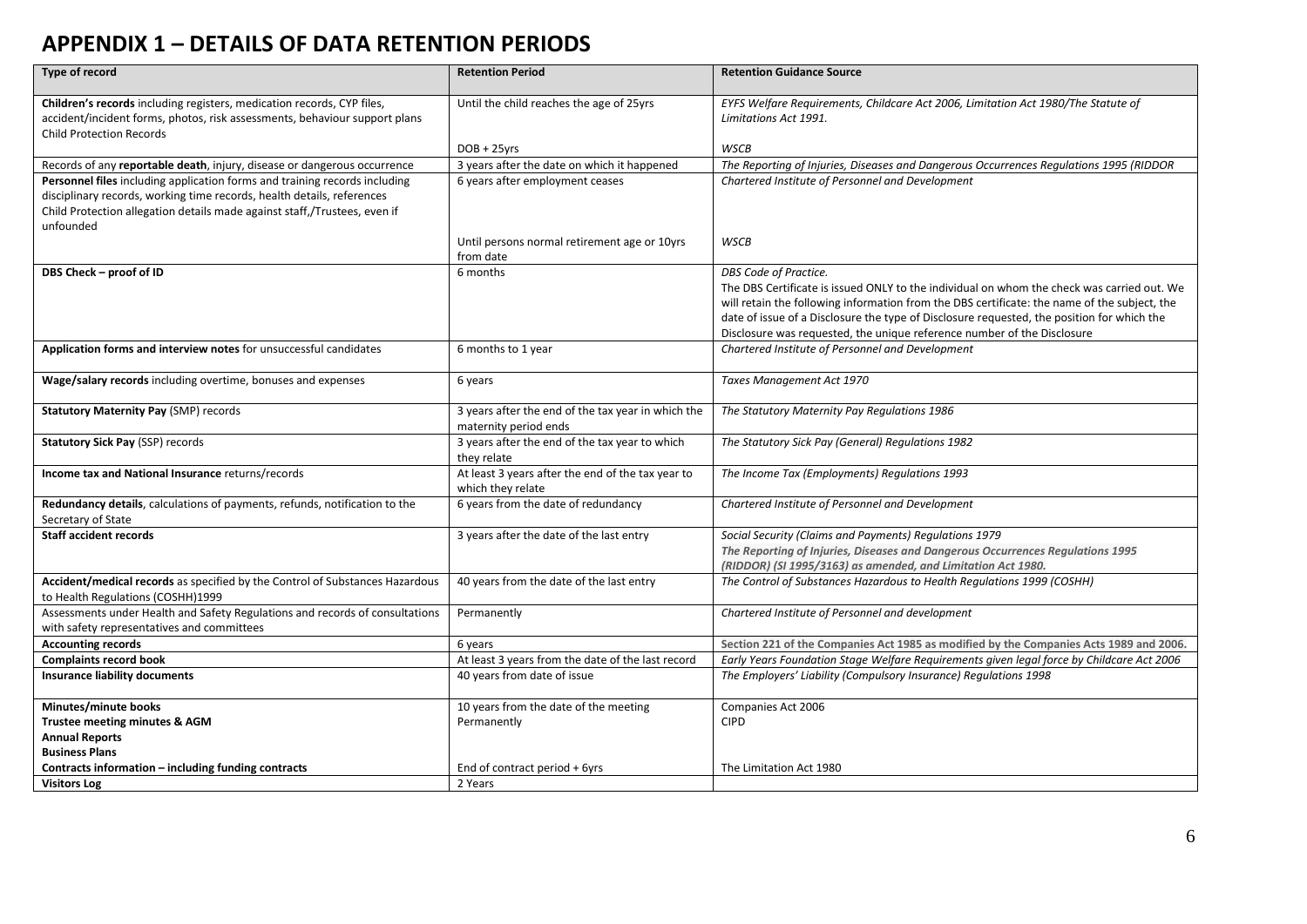# APPENDIX 1 – DETAILS OF DATA RETENTION PERIODS

| Type of record | Retention Period | Retention Guidance Source |
|---|---|---|
| **Children's records** including registers, medication records, CYP files, accident/incident forms, photos, risk assessments, behaviour support plans<br>Child Protection Records | Until the child reaches the age of 25yrs<br><br>DOB + 25yrs | *EYFS Welfare Requirements, Childcare Act 2006, Limitation Act 1980/The Statute of Limitations Act 1991.*<br><br>*WSCB* |
| Records of any **reportable death**, injury, disease or dangerous occurrence | 3 years after the date on which it happened | *The Reporting of Injuries, Diseases and Dangerous Occurrences Regulations 1995 (RIDDOR* |
| **Personnel files** including application forms and training records including disciplinary records, working time records, health details, references<br>Child Protection allegation details made against staff,/Trustees, even if unfounded | 6 years after employment ceases<br><br>Until persons normal retirement age or 10yrs from date | *Chartered Institute of Personnel and Development*<br><br>*WSCB* |
| **DBS Check – proof of ID** | 6 months | *DBS Code of Practice.*<br>The DBS Certificate is issued ONLY to the individual on whom the check was carried out. We will retain the following information from the DBS certificate: the name of the subject, the date of issue of a Disclosure the type of Disclosure requested, the position for which the Disclosure was requested, the unique reference number of the Disclosure |
| **Application forms and interview notes** for unsuccessful candidates | 6 months to 1 year | *Chartered Institute of Personnel and Development* |
| **Wage/salary records** including overtime, bonuses and expenses | 6 years | *Taxes Management Act 1970* |
| **Statutory Maternity Pay** (SMP) records | 3 years after the end of the tax year in which the maternity period ends | *The Statutory Maternity Pay Regulations 1986* |
| **Statutory Sick Pay** (SSP) records | 3 years after the end of the tax year to which they relate | *The Statutory Sick Pay (General) Regulations 1982* |
| **Income tax and National Insurance** returns/records | At least 3 years after the end of the tax year to which they relate | *The Income Tax (Employments) Regulations 1993* |
| **Redundancy details**, calculations of payments, refunds, notification to the Secretary of State | 6 years from the date of redundancy | *Chartered Institute of Personnel and Development* |
| **Staff accident records** | 3 years after the date of the last entry | *Social Security (Claims and Payments) Regulations 1979*<br>***The Reporting of Injuries, Diseases and Dangerous Occurrences Regulations 1995 (RIDDOR) (SI 1995/3163) as amended, and Limitation Act 1980.*** |
| **Accident/medical records** as specified by the Control of Substances Hazardous to Health Regulations (COSHH)1999 | 40 years from the date of the last entry | *The Control of Substances Hazardous to Health Regulations 1999 (COSHH)* |
| Assessments under Health and Safety Regulations and records of consultations with safety representatives and committees | Permanently | *Chartered Institute of Personnel and development* |
| **Accounting records** | 6 years | **Section 221 of the Companies Act 1985 as modified by the Companies Acts 1989 and 2006.** |
| **Complaints record book** | At least 3 years from the date of the last record | *Early Years Foundation Stage Welfare Requirements given legal force by Childcare Act 2006* |
| **Insurance liability documents** | 40 years from date of issue | *The Employers' Liability (Compulsory Insurance) Regulations 1998* |
| **Minutes/minute books**<br>**Trustee meeting minutes & AGM**<br>**Annual Reports**<br>**Business Plans**<br>**Contracts information – including funding contracts** | 10 years from the date of the meeting<br>Permanently<br><br><br>End of contract period + 6yrs | Companies Act 2006<br>CIPD<br><br><br>The Limitation Act 1980 |
| **Visitors Log** | 2 Years | |